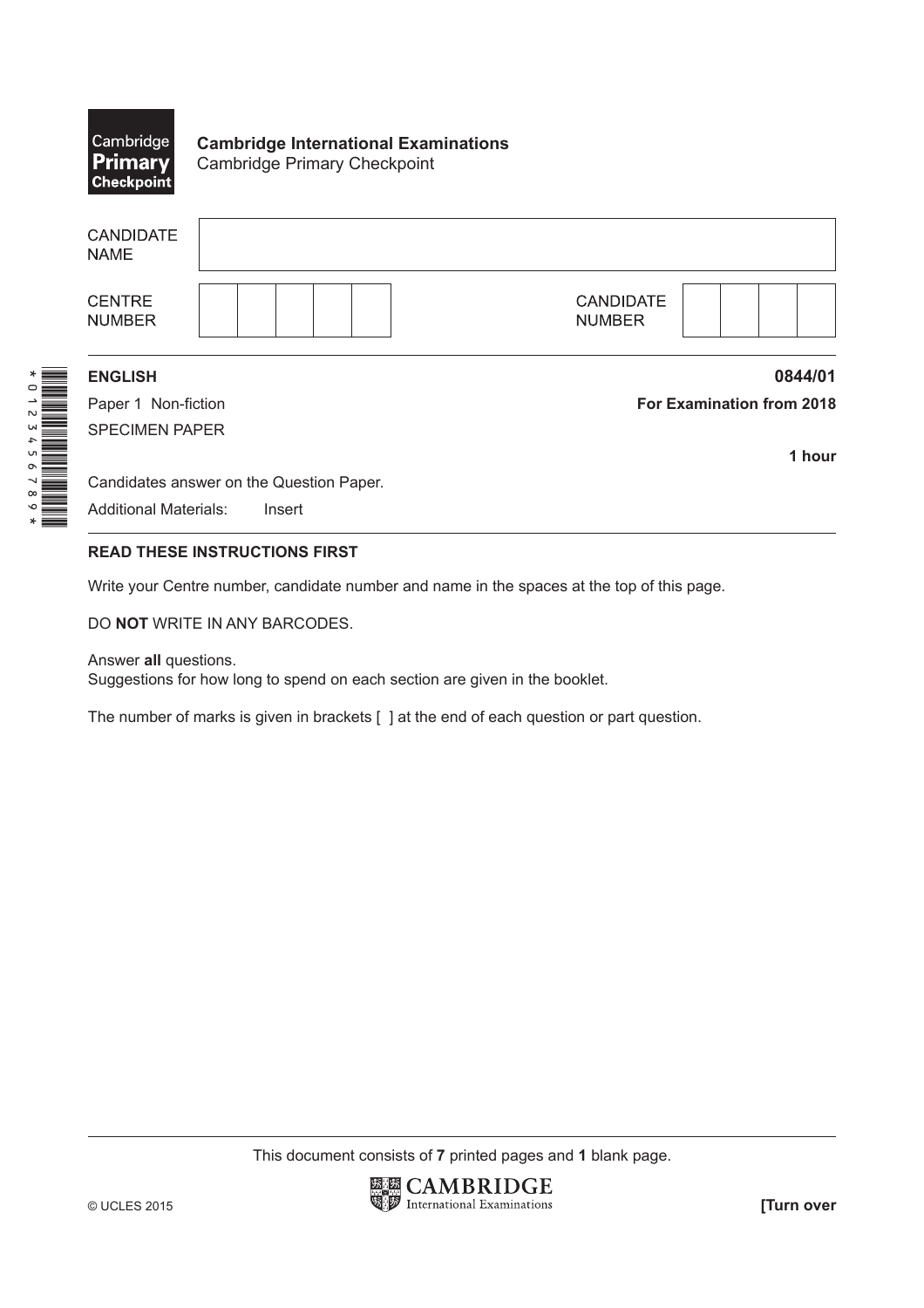Cambridge Primary Checkpoint

**Cambridge International Examinations**
Cambridge Primary Checkpoint

| CANDIDATE NAME | |
|---|---|
| CENTRE NUMBER | |
| CANDIDATE NUMBER | |

*0123456789*

**ENGLISH** **0844/01**

Paper 1 Non-fiction **For Examination from 2018**

SPECIMEN PAPER

**1 hour**

Candidates answer on the Question Paper.

Additional Materials: Insert

**READ THESE INSTRUCTIONS FIRST**

Write your Centre number, candidate number and name in the spaces at the top of this page.

DO **NOT** WRITE IN ANY BARCODES.

Answer **all** questions.
Suggestions for how long to spend on each section are given in the booklet.

The number of marks is given in brackets [ ] at the end of each question or part question.

This document consists of **7** printed pages and **1** blank page.

© UCLES 2015

[Turn over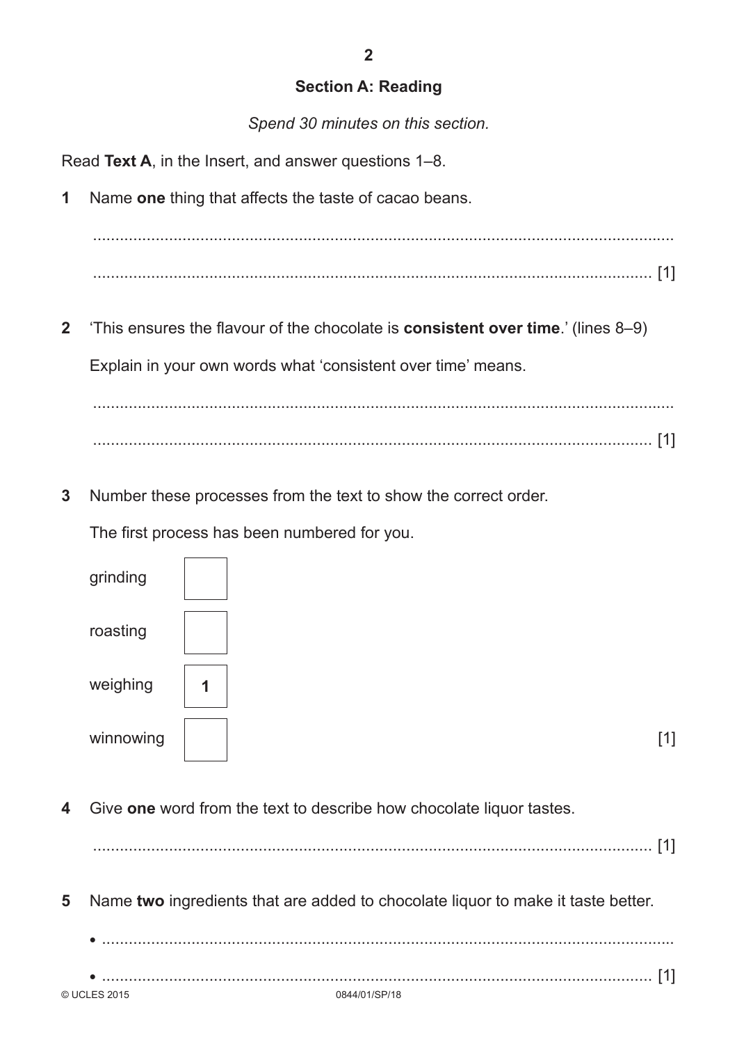## Section A: Reading

*Spend 30 minutes on this section.*

Read **Text A**, in the Insert, and answer questions 1–8.

**1** Name **one** thing that affects the taste of cacao beans.

..........................................................................................................................

.......................................................................................................................... [1]

**2** 'This ensures the flavour of the chocolate is **consistent over time**.' (lines 8–9)

Explain in your own words what 'consistent over time' means.

..........................................................................................................................

.......................................................................................................................... [1]

**3** Number these processes from the text to show the correct order.

The first process has been numbered for you.

| Process | Number |
| --- | --- |
| grinding | |
| roasting | |
| weighing | **1** |
| winnowing | |

[1]

**4** Give **one** word from the text to describe how chocolate liquor tastes.

.......................................................................................................................... [1]

**5** Name **two** ingredients that are added to chocolate liquor to make it taste better.

- ..........................................................................................................................
- .......................................................................................................................... [1]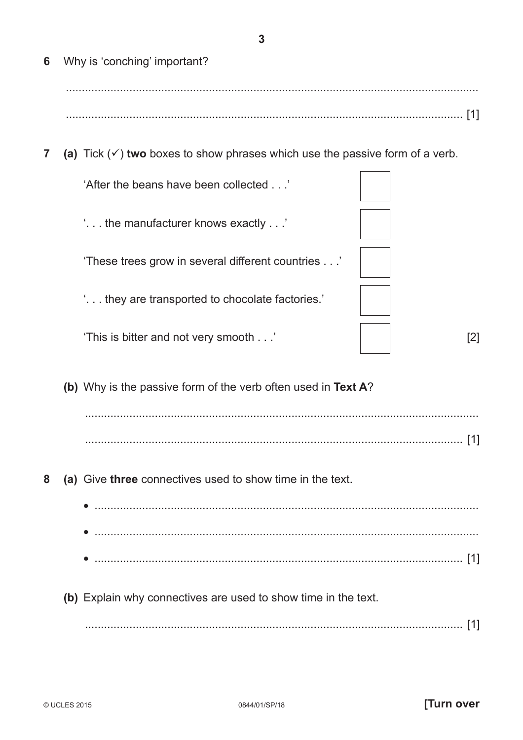**6** Why is 'conching' important?

.......................................................................................................................................

....................................................................................................................................... [1]

**7** **(a)** Tick (✓) **two** boxes to show phrases which use the passive form of a verb.

| | |
|---|---|
| 'After the beans have been collected . . .' | ☐ |
| '. . . the manufacturer knows exactly . . .' | ☐ |
| 'These trees grow in several different countries . . .' | ☐ |
| '. . . they are transported to chocolate factories.' | ☐ |
| 'This is bitter and not very smooth . . .' | ☐ |

[2]

**(b)** Why is the passive form of the verb often used in **Text A**?

.......................................................................................................................................

....................................................................................................................................... [1]

**8** **(a)** Give **three** connectives used to show time in the text.

- .......................................................................................................................................
- .......................................................................................................................................
- ....................................................................................................................................... [1]

**(b)** Explain why connectives are used to show time in the text.

....................................................................................................................................... [1]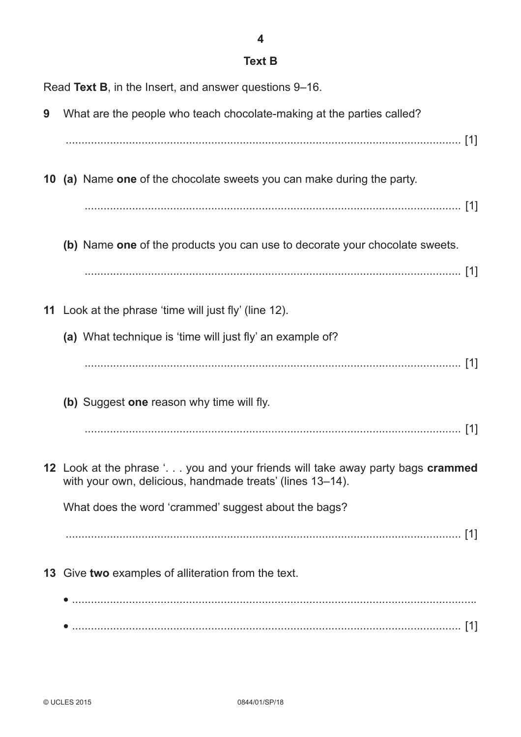## Text B

Read **Text B**, in the Insert, and answer questions 9–16.

**9** What are the people who teach chocolate-making at the parties called?

............................................................................................................................. [1]

**10 (a)** Name **one** of the chocolate sweets you can make during the party.

............................................................................................................................. [1]

**(b)** Name **one** of the products you can use to decorate your chocolate sweets.

............................................................................................................................. [1]

**11** Look at the phrase 'time will just fly' (line 12).

**(a)** What technique is 'time will just fly' an example of?

............................................................................................................................. [1]

**(b)** Suggest **one** reason why time will fly.

............................................................................................................................. [1]

**12** Look at the phrase '. . . you and your friends will take away party bags **crammed** with your own, delicious, handmade treats' (lines 13–14).

What does the word 'crammed' suggest about the bags?

............................................................................................................................. [1]

**13** Give **two** examples of alliteration from the text.

- .............................................................................................................................
- ............................................................................................................................. [1]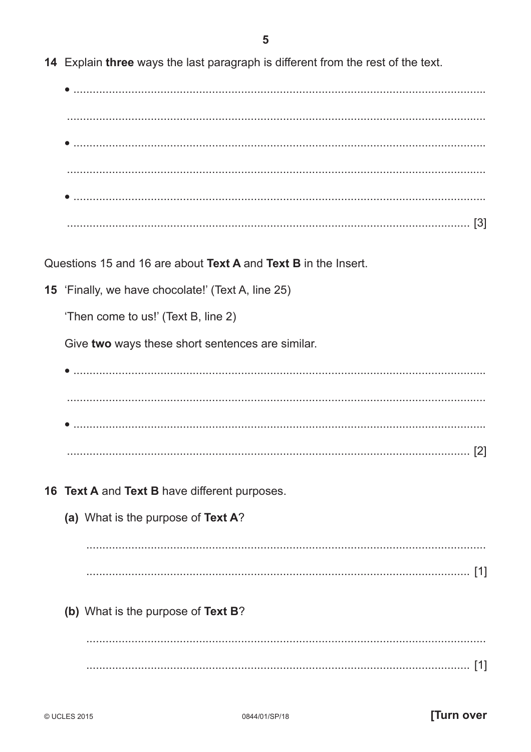**14** Explain **three** ways the last paragraph is different from the rest of the text.

- .......................................................................................................................

.......................................................................................................................

- .......................................................................................................................

.......................................................................................................................

- .......................................................................................................................

....................................................................................................................... [3]

Questions 15 and 16 are about **Text A** and **Text B** in the Insert.

**15** 'Finally, we have chocolate!' (Text A, line 25)

'Then come to us!' (Text B, line 2)

Give **two** ways these short sentences are similar.

- .......................................................................................................................

.......................................................................................................................

- .......................................................................................................................

....................................................................................................................... [2]

**16** **Text A** and **Text B** have different purposes.

**(a)** What is the purpose of **Text A**?

.......................................................................................................................

....................................................................................................................... [1]

**(b)** What is the purpose of **Text B**?

.......................................................................................................................

....................................................................................................................... [1]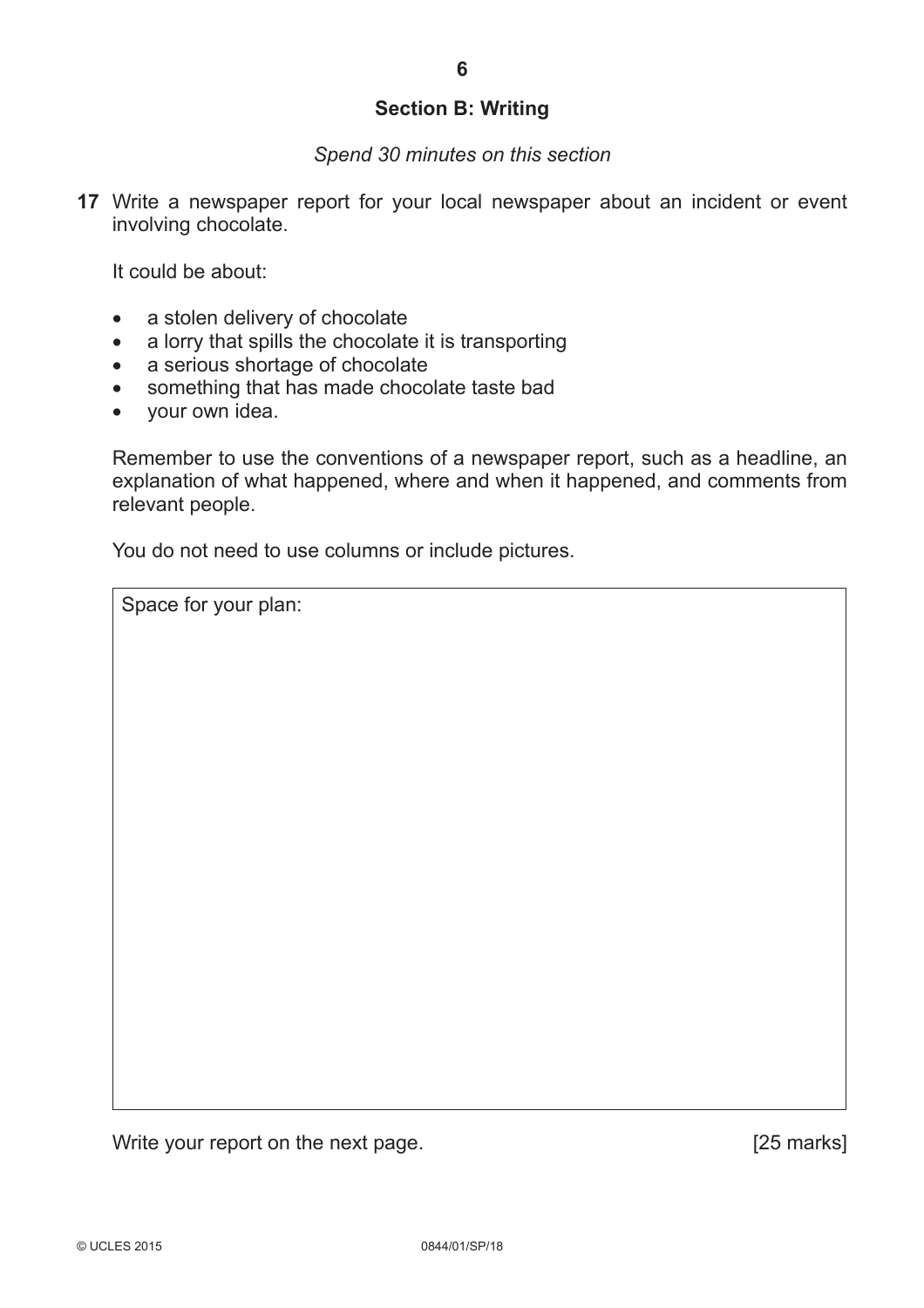## Section B: Writing

*Spend 30 minutes on this section*

**17** Write a newspaper report for your local newspaper about an incident or event involving chocolate.

It could be about:

- a stolen delivery of chocolate
- a lorry that spills the chocolate it is transporting
- a serious shortage of chocolate
- something that has made chocolate taste bad
- your own idea.

Remember to use the conventions of a newspaper report, such as a headline, an explanation of what happened, where and when it happened, and comments from relevant people.

You do not need to use columns or include pictures.

Space for your plan:

Write your report on the next page. [25 marks]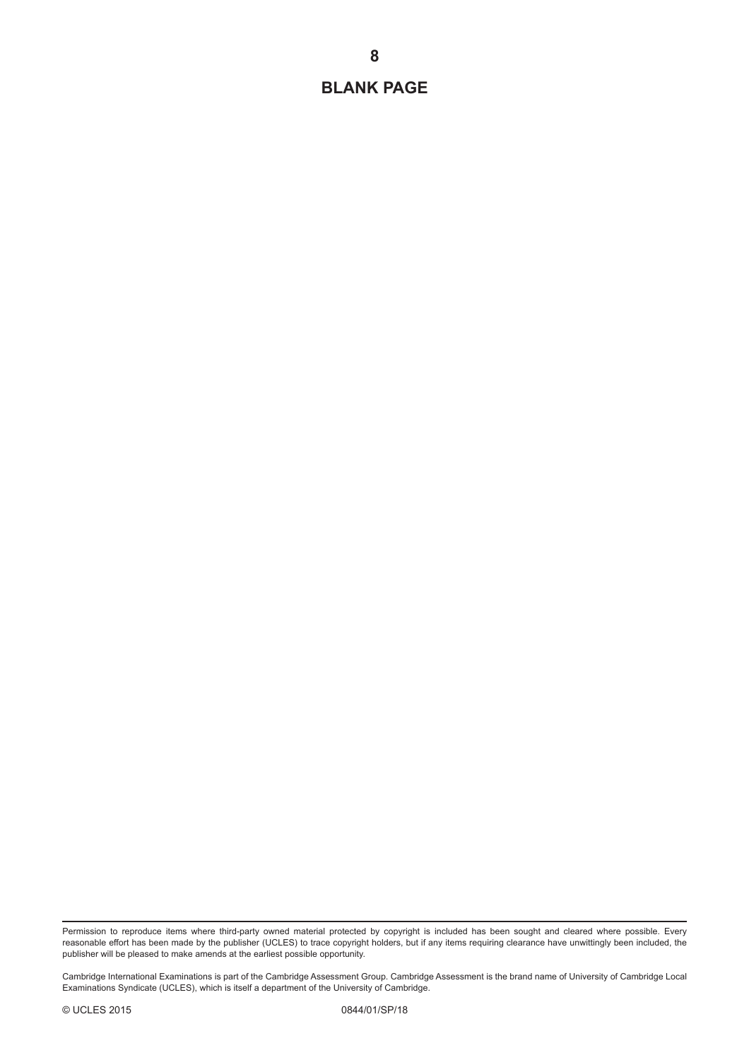**BLANK PAGE**

Permission to reproduce items where third-party owned material protected by copyright is included has been sought and cleared where possible. Every reasonable effort has been made by the publisher (UCLES) to trace copyright holders, but if any items requiring clearance have unwittingly been included, the publisher will be pleased to make amends at the earliest possible opportunity.

Cambridge International Examinations is part of the Cambridge Assessment Group. Cambridge Assessment is the brand name of University of Cambridge Local Examinations Syndicate (UCLES), which is itself a department of the University of Cambridge.